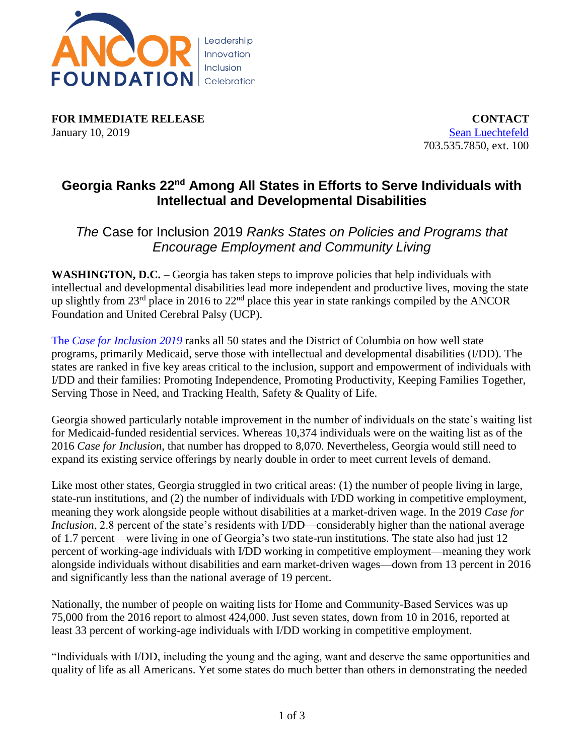ANCOR FOUNDATION
Leadership
Innovation
Inclusion
Celebration

**FOR IMMEDIATE RELEASE**
January 10, 2019

**CONTACT**
Sean Luechtefeld
703.535.7850, ext. 100

# Georgia Ranks 22nd Among All States in Efforts to Serve Individuals with Intellectual and Developmental Disabilities

## *The* Case for Inclusion 2019 *Ranks States on Policies and Programs that Encourage Employment and Community Living*

**WASHINGTON, D.C.** – Georgia has taken steps to improve policies that help individuals with intellectual and developmental disabilities lead more independent and productive lives, moving the state up slightly from 23rd place in 2016 to 22nd place this year in state rankings compiled by the ANCOR Foundation and United Cerebral Palsy (UCP).

The *Case for Inclusion 2019* ranks all 50 states and the District of Columbia on how well state programs, primarily Medicaid, serve those with intellectual and developmental disabilities (I/DD). The states are ranked in five key areas critical to the inclusion, support and empowerment of individuals with I/DD and their families: Promoting Independence, Promoting Productivity, Keeping Families Together, Serving Those in Need, and Tracking Health, Safety & Quality of Life.

Georgia showed particularly notable improvement in the number of individuals on the state's waiting list for Medicaid-funded residential services. Whereas 10,374 individuals were on the waiting list as of the 2016 *Case for Inclusion*, that number has dropped to 8,070. Nevertheless, Georgia would still need to expand its existing service offerings by nearly double in order to meet current levels of demand.

Like most other states, Georgia struggled in two critical areas: (1) the number of people living in large, state-run institutions, and (2) the number of individuals with I/DD working in competitive employment, meaning they work alongside people without disabilities at a market-driven wage. In the 2019 *Case for Inclusion*, 2.8 percent of the state's residents with I/DD—considerably higher than the national average of 1.7 percent—were living in one of Georgia's two state-run institutions. The state also had just 12 percent of working-age individuals with I/DD working in competitive employment—meaning they work alongside individuals without disabilities and earn market-driven wages—down from 13 percent in 2016 and significantly less than the national average of 19 percent.

Nationally, the number of people on waiting lists for Home and Community-Based Services was up 75,000 from the 2016 report to almost 424,000. Just seven states, down from 10 in 2016, reported at least 33 percent of working-age individuals with I/DD working in competitive employment.

"Individuals with I/DD, including the young and the aging, want and deserve the same opportunities and quality of life as all Americans. Yet some states do much better than others in demonstrating the needed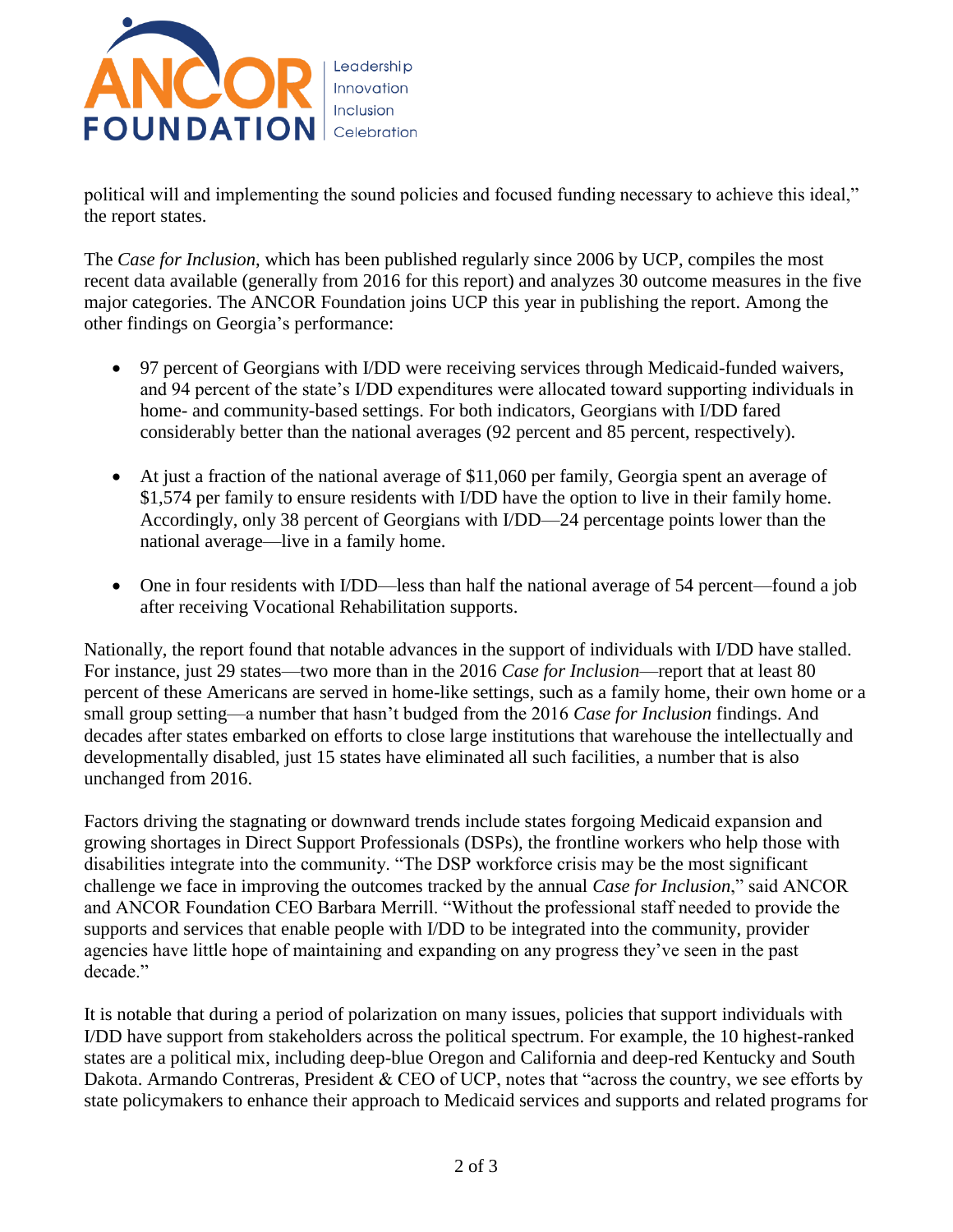political will and implementing the sound policies and focused funding necessary to achieve this ideal," the report states.

The *Case for Inclusion*, which has been published regularly since 2006 by UCP, compiles the most recent data available (generally from 2016 for this report) and analyzes 30 outcome measures in the five major categories. The ANCOR Foundation joins UCP this year in publishing the report. Among the other findings on Georgia's performance:

- 97 percent of Georgians with I/DD were receiving services through Medicaid-funded waivers, and 94 percent of the state's I/DD expenditures were allocated toward supporting individuals in home- and community-based settings. For both indicators, Georgians with I/DD fared considerably better than the national averages (92 percent and 85 percent, respectively).

- At just a fraction of the national average of $11,060 per family, Georgia spent an average of $1,574 per family to ensure residents with I/DD have the option to live in their family home. Accordingly, only 38 percent of Georgians with I/DD—24 percentage points lower than the national average—live in a family home.

- One in four residents with I/DD—less than half the national average of 54 percent—found a job after receiving Vocational Rehabilitation supports.

Nationally, the report found that notable advances in the support of individuals with I/DD have stalled. For instance, just 29 states—two more than in the 2016 *Case for Inclusion*—report that at least 80 percent of these Americans are served in home-like settings, such as a family home, their own home or a small group setting—a number that hasn't budged from the 2016 *Case for Inclusion* findings. And decades after states embarked on efforts to close large institutions that warehouse the intellectually and developmentally disabled, just 15 states have eliminated all such facilities, a number that is also unchanged from 2016.

Factors driving the stagnating or downward trends include states forgoing Medicaid expansion and growing shortages in Direct Support Professionals (DSPs), the frontline workers who help those with disabilities integrate into the community. "The DSP workforce crisis may be the most significant challenge we face in improving the outcomes tracked by the annual *Case for Inclusion*," said ANCOR and ANCOR Foundation CEO Barbara Merrill. "Without the professional staff needed to provide the supports and services that enable people with I/DD to be integrated into the community, provider agencies have little hope of maintaining and expanding on any progress they've seen in the past decade."

It is notable that during a period of polarization on many issues, policies that support individuals with I/DD have support from stakeholders across the political spectrum. For example, the 10 highest-ranked states are a political mix, including deep-blue Oregon and California and deep-red Kentucky and South Dakota. Armando Contreras, President & CEO of UCP, notes that "across the country, we see efforts by state policymakers to enhance their approach to Medicaid services and supports and related programs for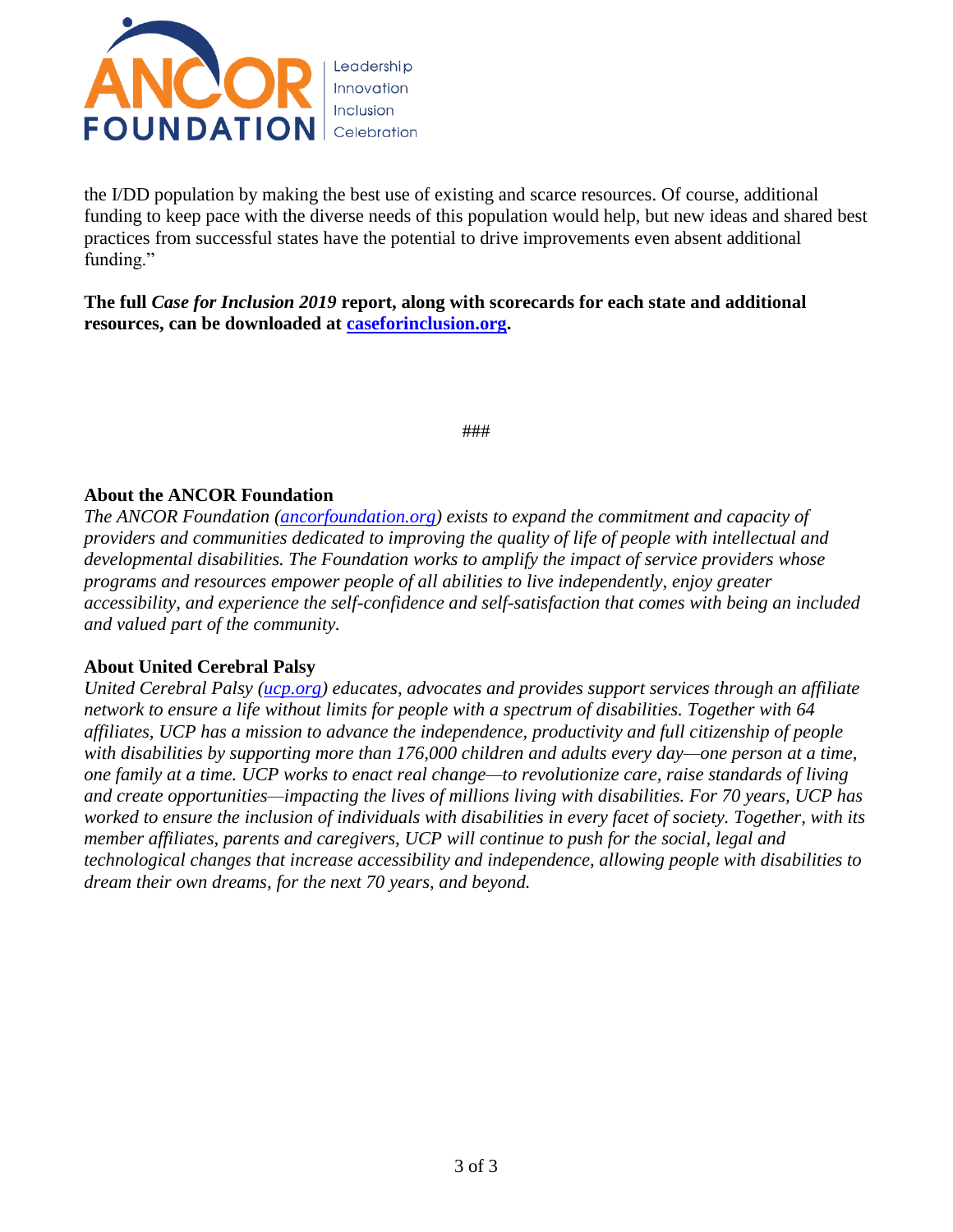the I/DD population by making the best use of existing and scarce resources. Of course, additional funding to keep pace with the diverse needs of this population would help, but new ideas and shared best practices from successful states have the potential to drive improvements even absent additional funding."

**The full *Case for Inclusion 2019* report, along with scorecards for each state and additional resources, can be downloaded at [caseforinclusion.org](caseforinclusion.org).**

###

**About the ANCOR Foundation**
*The ANCOR Foundation ([ancorfoundation.org](ancorfoundation.org)) exists to expand the commitment and capacity of providers and communities dedicated to improving the quality of life of people with intellectual and developmental disabilities. The Foundation works to amplify the impact of service providers whose programs and resources empower people of all abilities to live independently, enjoy greater accessibility, and experience the self-confidence and self-satisfaction that comes with being an included and valued part of the community.*

**About United Cerebral Palsy**
*United Cerebral Palsy ([ucp.org](ucp.org)) educates, advocates and provides support services through an affiliate network to ensure a life without limits for people with a spectrum of disabilities. Together with 64 affiliates, UCP has a mission to advance the independence, productivity and full citizenship of people with disabilities by supporting more than 176,000 children and adults every day—one person at a time, one family at a time. UCP works to enact real change—to revolutionize care, raise standards of living and create opportunities—impacting the lives of millions living with disabilities. For 70 years, UCP has worked to ensure the inclusion of individuals with disabilities in every facet of society. Together, with its member affiliates, parents and caregivers, UCP will continue to push for the social, legal and technological changes that increase accessibility and independence, allowing people with disabilities to dream their own dreams, for the next 70 years, and beyond.*